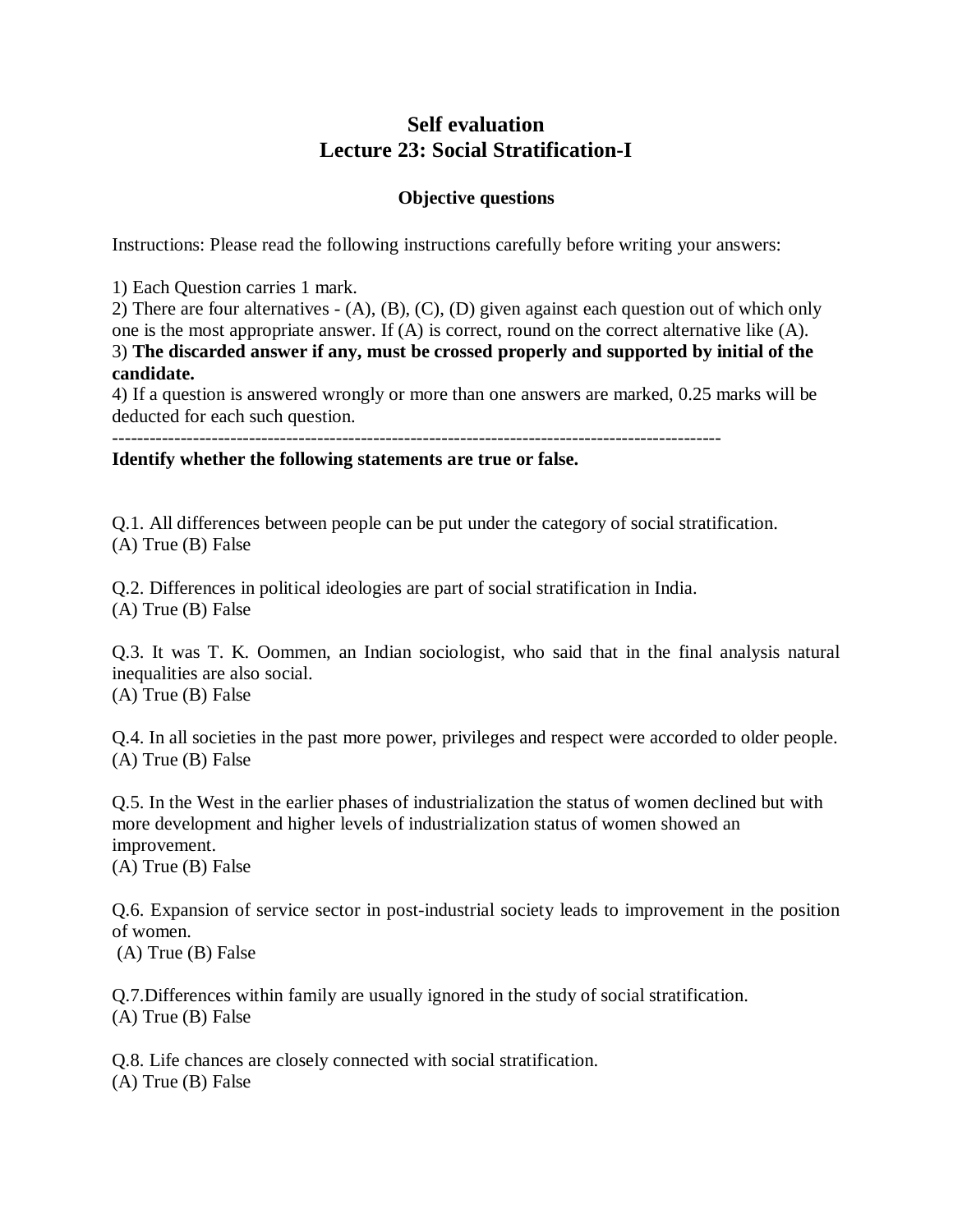# Self evaluation
# Lecture 23: Social Stratification-I

### Objective questions

Instructions: Please read the following instructions carefully before writing your answers:

1) Each Question carries 1 mark.
2) There are four alternatives - (A), (B), (C), (D) given against each question out of which only one is the most appropriate answer. If (A) is correct, round on the correct alternative like (A).
3) **The discarded answer if any, must be crossed properly and supported by initial of the candidate.**
4) If a question is answered wrongly or more than one answers are marked, 0.25 marks will be deducted for each such question.

---

**Identify whether the following statements are true or false.**

Q.1. All differences between people can be put under the category of social stratification.
(A) True (B) False

Q.2. Differences in political ideologies are part of social stratification in India.
(A) True (B) False

Q.3. It was T. K. Oommen, an Indian sociologist, who said that in the final analysis natural inequalities are also social.
(A) True (B) False

Q.4. In all societies in the past more power, privileges and respect were accorded to older people.
(A) True (B) False

Q.5. In the West in the earlier phases of industrialization the status of women declined but with more development and higher levels of industrialization status of women showed an improvement.
(A) True (B) False

Q.6. Expansion of service sector in post-industrial society leads to improvement in the position of women.
(A) True (B) False

Q.7.Differences within family are usually ignored in the study of social stratification.
(A) True (B) False

Q.8. Life chances are closely connected with social stratification.
(A) True (B) False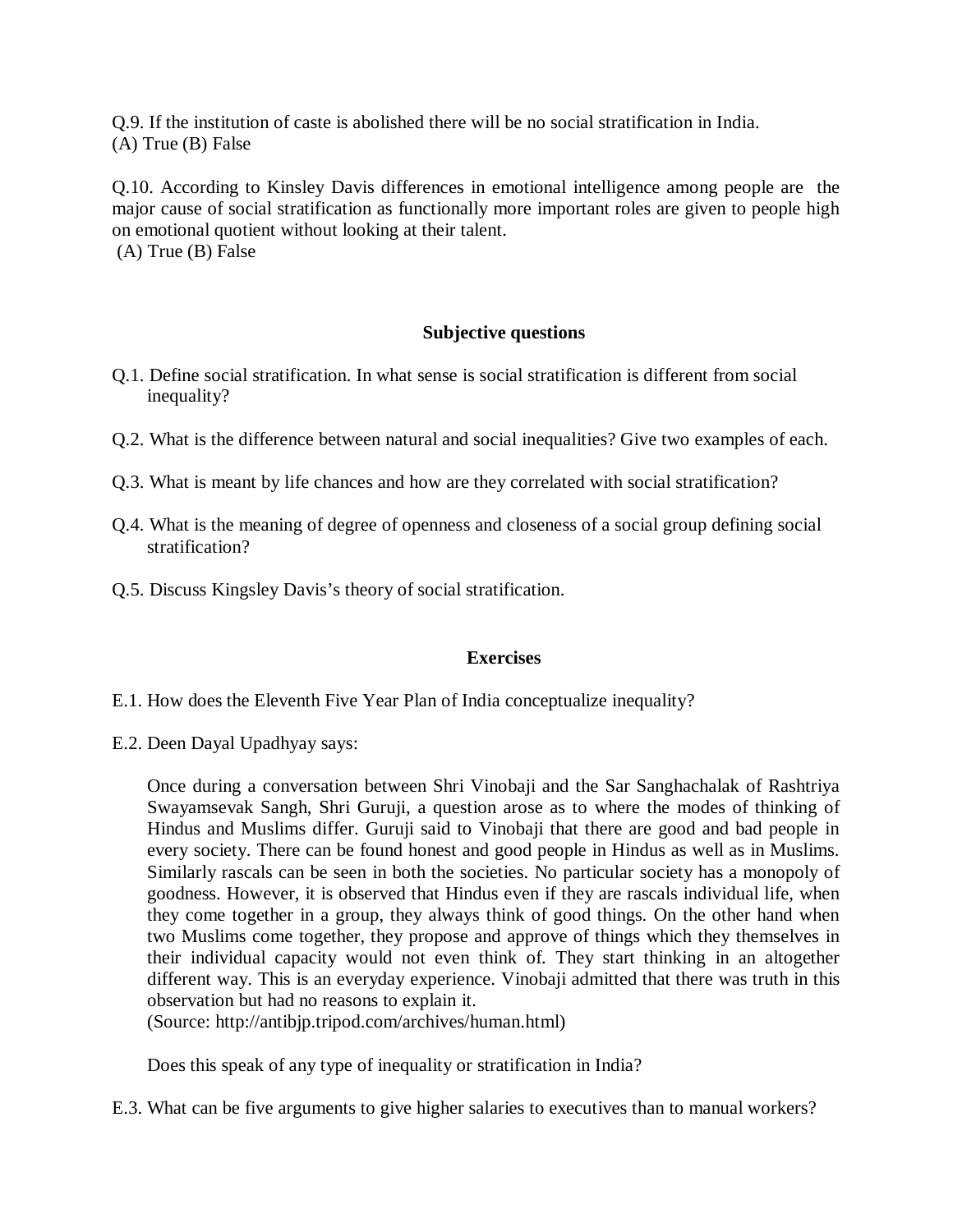Q.9. If the institution of caste is abolished there will be no social stratification in India.
(A) True (B) False

Q.10. According to Kinsley Davis differences in emotional intelligence among people are the major cause of social stratification as functionally more important roles are given to people high on emotional quotient without looking at their talent.
(A) True (B) False

### Subjective questions

Q.1. Define social stratification. In what sense is social stratification is different from social inequality?

Q.2. What is the difference between natural and social inequalities? Give two examples of each.

Q.3. What is meant by life chances and how are they correlated with social stratification?

Q.4. What is the meaning of degree of openness and closeness of a social group defining social stratification?

Q.5. Discuss Kingsley Davis's theory of social stratification.

### Exercises

E.1. How does the Eleventh Five Year Plan of India conceptualize inequality?

E.2. Deen Dayal Upadhyay says:

> Once during a conversation between Shri Vinobaji and the Sar Sanghachalak of Rashtriya Swayamsevak Sangh, Shri Guruji, a question arose as to where the modes of thinking of Hindus and Muslims differ. Guruji said to Vinobaji that there are good and bad people in every society. There can be found honest and good people in Hindus as well as in Muslims. Similarly rascals can be seen in both the societies. No particular society has a monopoly of goodness. However, it is observed that Hindus even if they are rascals individual life, when they come together in a group, they always think of good things. On the other hand when two Muslims come together, they propose and approve of things which they themselves in their individual capacity would not even think of. They start thinking in an altogether different way. This is an everyday experience. Vinobaji admitted that there was truth in this observation but had no reasons to explain it.
> (Source: http://antibjp.tripod.com/archives/human.html)

Does this speak of any type of inequality or stratification in India?

E.3. What can be five arguments to give higher salaries to executives than to manual workers?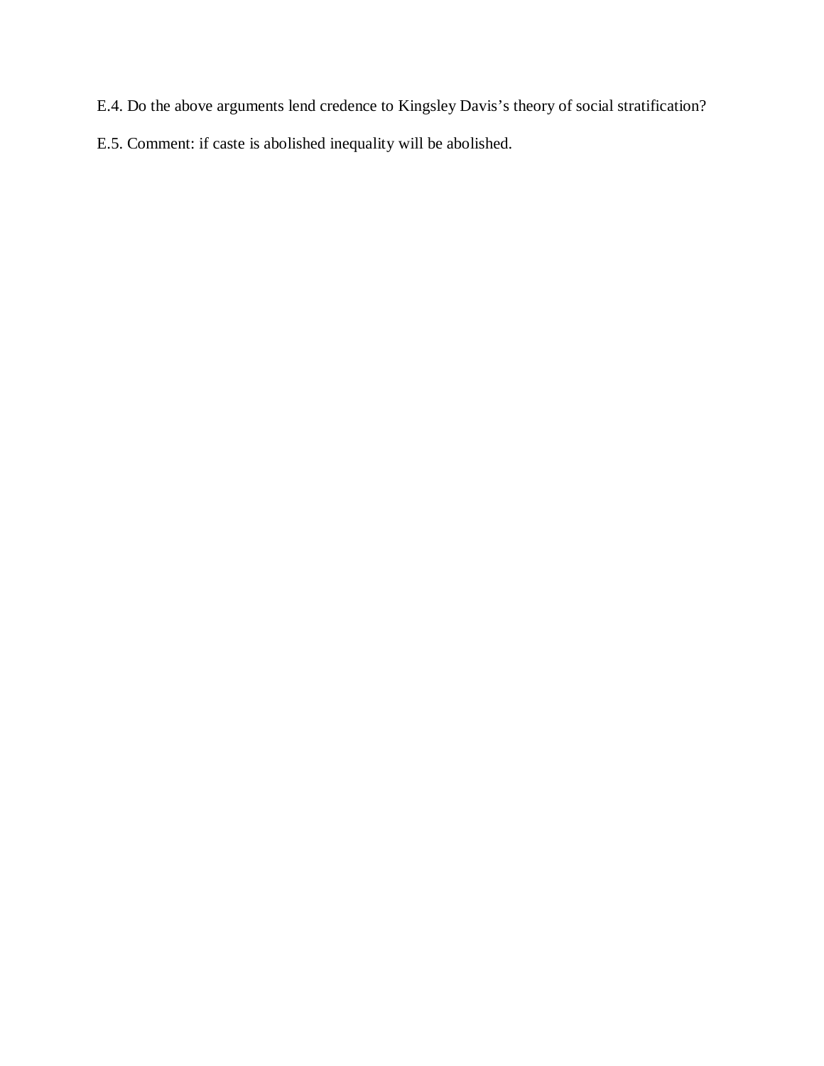E.4. Do the above arguments lend credence to Kingsley Davis's theory of social stratification?

E.5. Comment: if caste is abolished inequality will be abolished.